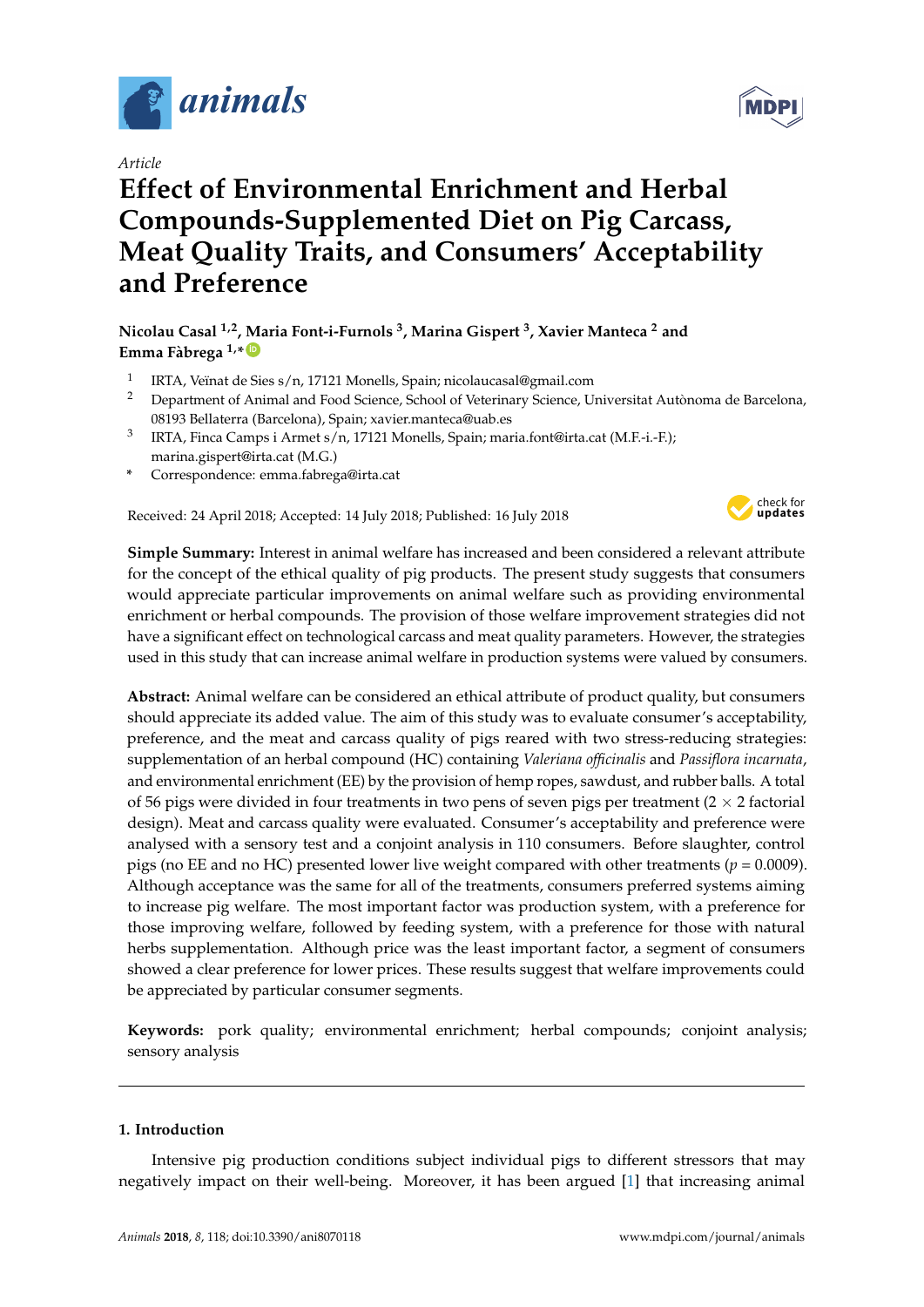*Article*

# Effect of Environmental Enrichment and Herbal Compounds-Supplemented Diet on Pig Carcass, Meat Quality Traits, and Consumers' Acceptability and Preference

**Nicolau Casal [1,2], Maria Font-i-Furnols [3], Marina Gispert [3], Xavier Manteca [2] and Emma Fàbrega [1,*]**

1 IRTA, Veïnat de Sies s/n, 17121 Monells, Spain; nicolaucasal@gmail.com
2 Department of Animal and Food Science, School of Veterinary Science, Universitat Autònoma de Barcelona, 08193 Bellaterra (Barcelona), Spain; xavier.manteca@uab.es
3 IRTA, Finca Camps i Armet s/n, 17121 Monells, Spain; maria.font@irta.cat (M.F.-i.-F.); marina.gispert@irta.cat (M.G.)
* Correspondence: emma.fabrega@irta.cat

Received: 24 April 2018; Accepted: 14 July 2018; Published: 16 July 2018

**Simple Summary:** Interest in animal welfare has increased and been considered a relevant attribute for the concept of the ethical quality of pig products. The present study suggests that consumers would appreciate particular improvements on animal welfare such as providing environmental enrichment or herbal compounds. The provision of those welfare improvement strategies did not have a significant effect on technological carcass and meat quality parameters. However, the strategies used in this study that can increase animal welfare in production systems were valued by consumers.

**Abstract:** Animal welfare can be considered an ethical attribute of product quality, but consumers should appreciate its added value. The aim of this study was to evaluate consumer's acceptability, preference, and the meat and carcass quality of pigs reared with two stress-reducing strategies: supplementation of an herbal compound (HC) containing *Valeriana officinalis* and *Passiflora incarnata*, and environmental enrichment (EE) by the provision of hemp ropes, sawdust, and rubber balls. A total of 56 pigs were divided in four treatments in two pens of seven pigs per treatment (2 $\times$ 2 factorial design). Meat and carcass quality were evaluated. Consumer's acceptability and preference were analysed with a sensory test and a conjoint analysis in 110 consumers. Before slaughter, control pigs (no EE and no HC) presented lower live weight compared with other treatments ($p = 0.0009$). Although acceptance was the same for all of the treatments, consumers preferred systems aiming to increase pig welfare. The most important factor was production system, with a preference for those improving welfare, followed by feeding system, with a preference for those with natural herbs supplementation. Although price was the least important factor, a segment of consumers showed a clear preference for lower prices. These results suggest that welfare improvements could be appreciated by particular consumer segments.

**Keywords:** pork quality; environmental enrichment; herbal compounds; conjoint analysis; sensory analysis

## 1. Introduction

Intensive pig production conditions subject individual pigs to different stressors that may negatively impact on their well-being. Moreover, it has been argued [1] that increasing animal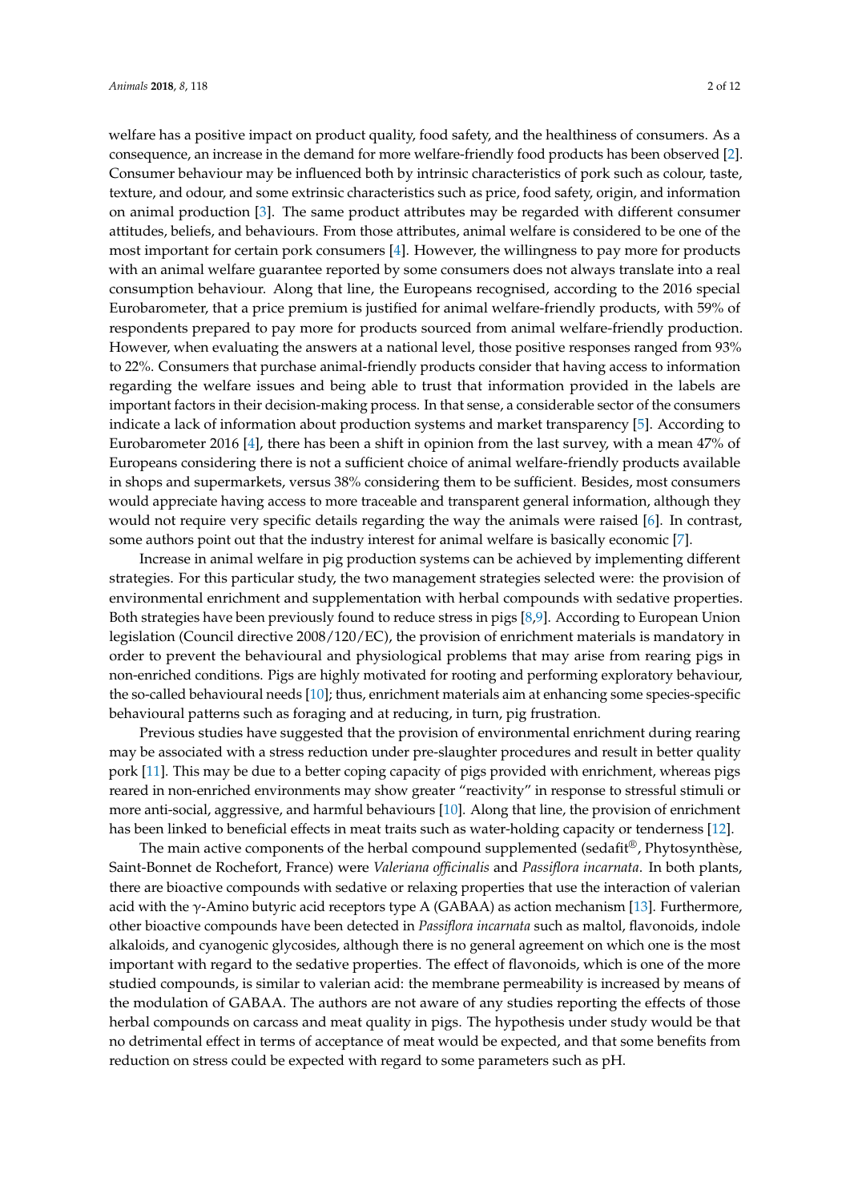welfare has a positive impact on product quality, food safety, and the healthiness of consumers. As a consequence, an increase in the demand for more welfare-friendly food products has been observed [2]. Consumer behaviour may be influenced both by intrinsic characteristics of pork such as colour, taste, texture, and odour, and some extrinsic characteristics such as price, food safety, origin, and information on animal production [3]. The same product attributes may be regarded with different consumer attitudes, beliefs, and behaviours. From those attributes, animal welfare is considered to be one of the most important for certain pork consumers [4]. However, the willingness to pay more for products with an animal welfare guarantee reported by some consumers does not always translate into a real consumption behaviour. Along that line, the Europeans recognised, according to the 2016 special Eurobarometer, that a price premium is justified for animal welfare-friendly products, with 59% of respondents prepared to pay more for products sourced from animal welfare-friendly production. However, when evaluating the answers at a national level, those positive responses ranged from 93% to 22%. Consumers that purchase animal-friendly products consider that having access to information regarding the welfare issues and being able to trust that information provided in the labels are important factors in their decision-making process. In that sense, a considerable sector of the consumers indicate a lack of information about production systems and market transparency [5]. According to Eurobarometer 2016 [4], there has been a shift in opinion from the last survey, with a mean 47% of Europeans considering there is not a sufficient choice of animal welfare-friendly products available in shops and supermarkets, versus 38% considering them to be sufficient. Besides, most consumers would appreciate having access to more traceable and transparent general information, although they would not require very specific details regarding the way the animals were raised [6]. In contrast, some authors point out that the industry interest for animal welfare is basically economic [7].

Increase in animal welfare in pig production systems can be achieved by implementing different strategies. For this particular study, the two management strategies selected were: the provision of environmental enrichment and supplementation with herbal compounds with sedative properties. Both strategies have been previously found to reduce stress in pigs [8,9]. According to European Union legislation (Council directive 2008/120/EC), the provision of enrichment materials is mandatory in order to prevent the behavioural and physiological problems that may arise from rearing pigs in non-enriched conditions. Pigs are highly motivated for rooting and performing exploratory behaviour, the so-called behavioural needs [10]; thus, enrichment materials aim at enhancing some species-specific behavioural patterns such as foraging and at reducing, in turn, pig frustration.

Previous studies have suggested that the provision of environmental enrichment during rearing may be associated with a stress reduction under pre-slaughter procedures and result in better quality pork [11]. This may be due to a better coping capacity of pigs provided with enrichment, whereas pigs reared in non-enriched environments may show greater "reactivity" in response to stressful stimuli or more anti-social, aggressive, and harmful behaviours [10]. Along that line, the provision of enrichment has been linked to beneficial effects in meat traits such as water-holding capacity or tenderness [12].

The main active components of the herbal compound supplemented (sedafit®, Phytosynthèse, Saint-Bonnet de Rochefort, France) were *Valeriana officinalis* and *Passiflora incarnata*. In both plants, there are bioactive compounds with sedative or relaxing properties that use the interaction of valerian acid with the γ-Amino butyric acid receptors type A (GABAA) as action mechanism [13]. Furthermore, other bioactive compounds have been detected in *Passiflora incarnata* such as maltol, flavonoids, indole alkaloids, and cyanogenic glycosides, although there is no general agreement on which one is the most important with regard to the sedative properties. The effect of flavonoids, which is one of the more studied compounds, is similar to valerian acid: the membrane permeability is increased by means of the modulation of GABAA. The authors are not aware of any studies reporting the effects of those herbal compounds on carcass and meat quality in pigs. The hypothesis under study would be that no detrimental effect in terms of acceptance of meat would be expected, and that some benefits from reduction on stress could be expected with regard to some parameters such as pH.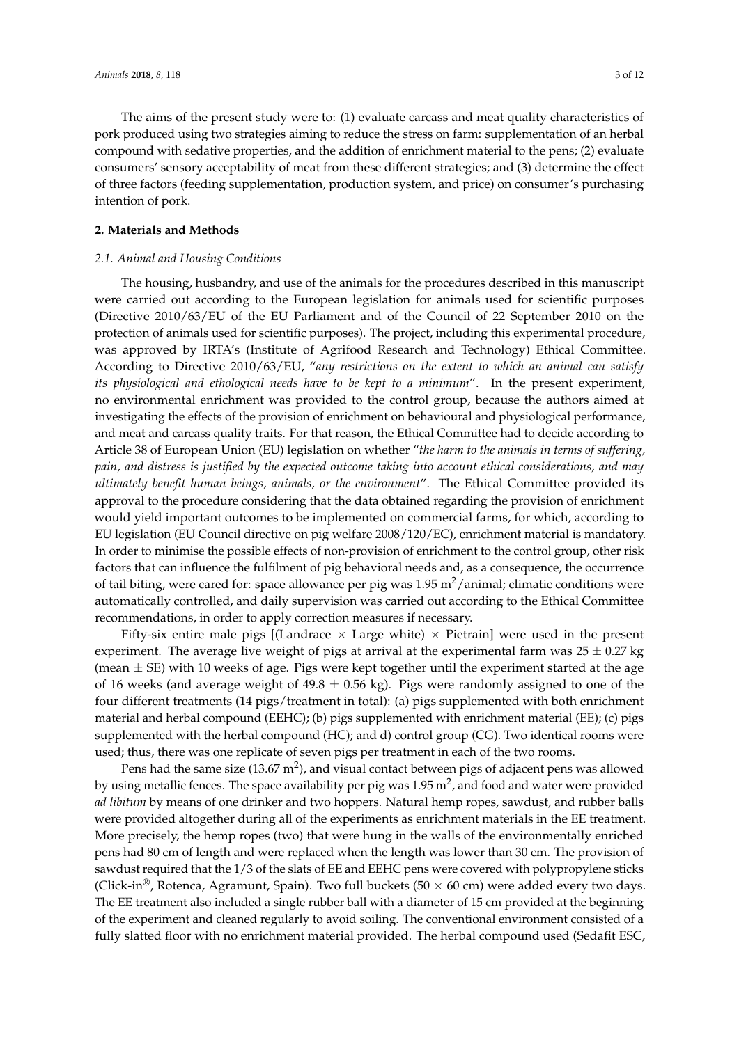The aims of the present study were to: (1) evaluate carcass and meat quality characteristics of pork produced using two strategies aiming to reduce the stress on farm: supplementation of an herbal compound with sedative properties, and the addition of enrichment material to the pens; (2) evaluate consumers' sensory acceptability of meat from these different strategies; and (3) determine the effect of three factors (feeding supplementation, production system, and price) on consumer's purchasing intention of pork.

## 2. Materials and Methods

### 2.1. Animal and Housing Conditions

The housing, husbandry, and use of the animals for the procedures described in this manuscript were carried out according to the European legislation for animals used for scientific purposes (Directive 2010/63/EU of the EU Parliament and of the Council of 22 September 2010 on the protection of animals used for scientific purposes). The project, including this experimental procedure, was approved by IRTA's (Institute of Agrifood Research and Technology) Ethical Committee. According to Directive 2010/63/EU, "*any restrictions on the extent to which an animal can satisfy its physiological and ethological needs have to be kept to a minimum*". In the present experiment, no environmental enrichment was provided to the control group, because the authors aimed at investigating the effects of the provision of enrichment on behavioural and physiological performance, and meat and carcass quality traits. For that reason, the Ethical Committee had to decide according to Article 38 of European Union (EU) legislation on whether "*the harm to the animals in terms of suffering, pain, and distress is justified by the expected outcome taking into account ethical considerations, and may ultimately benefit human beings, animals, or the environment*". The Ethical Committee provided its approval to the procedure considering that the data obtained regarding the provision of enrichment would yield important outcomes to be implemented on commercial farms, for which, according to EU legislation (EU Council directive on pig welfare 2008/120/EC), enrichment material is mandatory. In order to minimise the possible effects of non-provision of enrichment to the control group, other risk factors that can influence the fulfilment of pig behavioral needs and, as a consequence, the occurrence of tail biting, were cared for: space allowance per pig was 1.95 $m^2$/animal; climatic conditions were automatically controlled, and daily supervision was carried out according to the Ethical Committee recommendations, in order to apply correction measures if necessary.

Fifty-six entire male pigs [(Landrace $\times$ Large white) $\times$ Pietrain] were used in the present experiment. The average live weight of pigs at arrival at the experimental farm was $25 \pm 0.27$ kg (mean $\pm$ SE) with 10 weeks of age. Pigs were kept together until the experiment started at the age of 16 weeks (and average weight of $49.8 \pm 0.56$ kg). Pigs were randomly assigned to one of the four different treatments (14 pigs/treatment in total): (a) pigs supplemented with both enrichment material and herbal compound (EEHC); (b) pigs supplemented with enrichment material (EE); (c) pigs supplemented with the herbal compound (HC); and d) control group (CG). Two identical rooms were used; thus, there was one replicate of seven pigs per treatment in each of the two rooms.

Pens had the same size (13.67 $m^2$), and visual contact between pigs of adjacent pens was allowed by using metallic fences. The space availability per pig was 1.95 $m^2$, and food and water were provided *ad libitum* by means of one drinker and two hoppers. Natural hemp ropes, sawdust, and rubber balls were provided altogether during all of the experiments as enrichment materials in the EE treatment. More precisely, the hemp ropes (two) that were hung in the walls of the environmentally enriched pens had 80 cm of length and were replaced when the length was lower than 30 cm. The provision of sawdust required that the 1/3 of the slats of EE and EEHC pens were covered with polypropylene sticks (Click-in®, Rotenca, Agramunt, Spain). Two full buckets (50 $\times$ 60 cm) were added every two days. The EE treatment also included a single rubber ball with a diameter of 15 cm provided at the beginning of the experiment and cleaned regularly to avoid soiling. The conventional environment consisted of a fully slatted floor with no enrichment material provided. The herbal compound used (Sedafit ESC,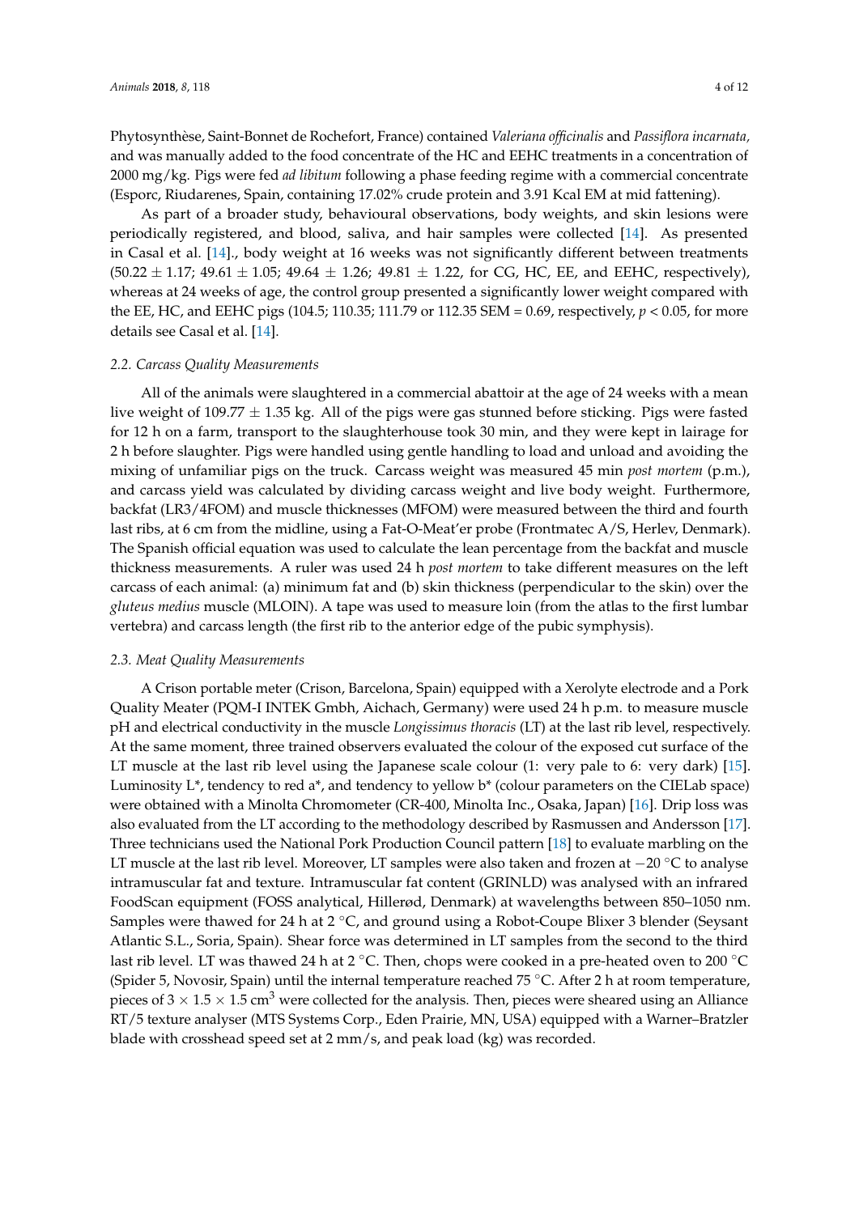Phytosynthèse, Saint-Bonnet de Rochefort, France) contained *Valeriana officinalis* and *Passiflora incarnata,* and was manually added to the food concentrate of the HC and EEHC treatments in a concentration of 2000 mg/kg. Pigs were fed *ad libitum* following a phase feeding regime with a commercial concentrate (Esporc, Riudarenes, Spain, containing 17.02% crude protein and 3.91 Kcal EM at mid fattening).

As part of a broader study, behavioural observations, body weights, and skin lesions were periodically registered, and blood, saliva, and hair samples were collected [14]. As presented in Casal et al. [14]., body weight at 16 weeks was not significantly different between treatments ($50.22 \pm 1.17$; $49.61 \pm 1.05$; $49.64 \pm 1.26$; $49.81 \pm 1.22$, for CG, HC, EE, and EEHC, respectively), whereas at 24 weeks of age, the control group presented a significantly lower weight compared with the EE, HC, and EEHC pigs (104.5; 110.35; 111.79 or 112.35 SEM = 0.69, respectively, $p < 0.05$, for more details see Casal et al. [14].

### 2.2. Carcass Quality Measurements

All of the animals were slaughtered in a commercial abattoir at the age of 24 weeks with a mean live weight of $109.77 \pm 1.35$ kg. All of the pigs were gas stunned before sticking. Pigs were fasted for 12 h on a farm, transport to the slaughterhouse took 30 min, and they were kept in lairage for 2 h before slaughter. Pigs were handled using gentle handling to load and unload and avoiding the mixing of unfamiliar pigs on the truck. Carcass weight was measured 45 min *post mortem* (p.m.), and carcass yield was calculated by dividing carcass weight and live body weight. Furthermore, backfat (LR3/4FOM) and muscle thicknesses (MFOM) were measured between the third and fourth last ribs, at 6 cm from the midline, using a Fat-O-Meat'er probe (Frontmatec A/S, Herlev, Denmark). The Spanish official equation was used to calculate the lean percentage from the backfat and muscle thickness measurements. A ruler was used 24 h *post mortem* to take different measures on the left carcass of each animal: (a) minimum fat and (b) skin thickness (perpendicular to the skin) over the *gluteus medius* muscle (MLOIN). A tape was used to measure loin (from the atlas to the first lumbar vertebra) and carcass length (the first rib to the anterior edge of the pubic symphysis).

### 2.3. Meat Quality Measurements

A Crison portable meter (Crison, Barcelona, Spain) equipped with a Xerolyte electrode and a Pork Quality Meater (PQM-I INTEK Gmbh, Aichach, Germany) were used 24 h p.m. to measure muscle pH and electrical conductivity in the muscle *Longissimus thoracis* (LT) at the last rib level, respectively. At the same moment, three trained observers evaluated the colour of the exposed cut surface of the LT muscle at the last rib level using the Japanese scale colour (1: very pale to 6: very dark) [15]. Luminosity L*, tendency to red a*, and tendency to yellow b* (colour parameters on the CIELab space) were obtained with a Minolta Chromometer (CR-400, Minolta Inc., Osaka, Japan) [16]. Drip loss was also evaluated from the LT according to the methodology described by Rasmussen and Andersson [17]. Three technicians used the National Pork Production Council pattern [18] to evaluate marbling on the LT muscle at the last rib level. Moreover, LT samples were also taken and frozen at $-20$ °C to analyse intramuscular fat and texture. Intramuscular fat content (GRINLD) was analysed with an infrared FoodScan equipment (FOSS analytical, Hillerød, Denmark) at wavelengths between 850–1050 nm. Samples were thawed for 24 h at 2 °C, and ground using a Robot-Coupe Blixer 3 blender (Seysant Atlantic S.L., Soria, Spain). Shear force was determined in LT samples from the second to the third last rib level. LT was thawed 24 h at 2 °C. Then, chops were cooked in a pre-heated oven to 200 °C (Spider 5, Novosir, Spain) until the internal temperature reached 75 °C. After 2 h at room temperature, pieces of $3 \times 1.5 \times 1.5$ $cm^3$ were collected for the analysis. Then, pieces were sheared using an Alliance RT/5 texture analyser (MTS Systems Corp., Eden Prairie, MN, USA) equipped with a Warner–Bratzler blade with crosshead speed set at 2 mm/s, and peak load (kg) was recorded.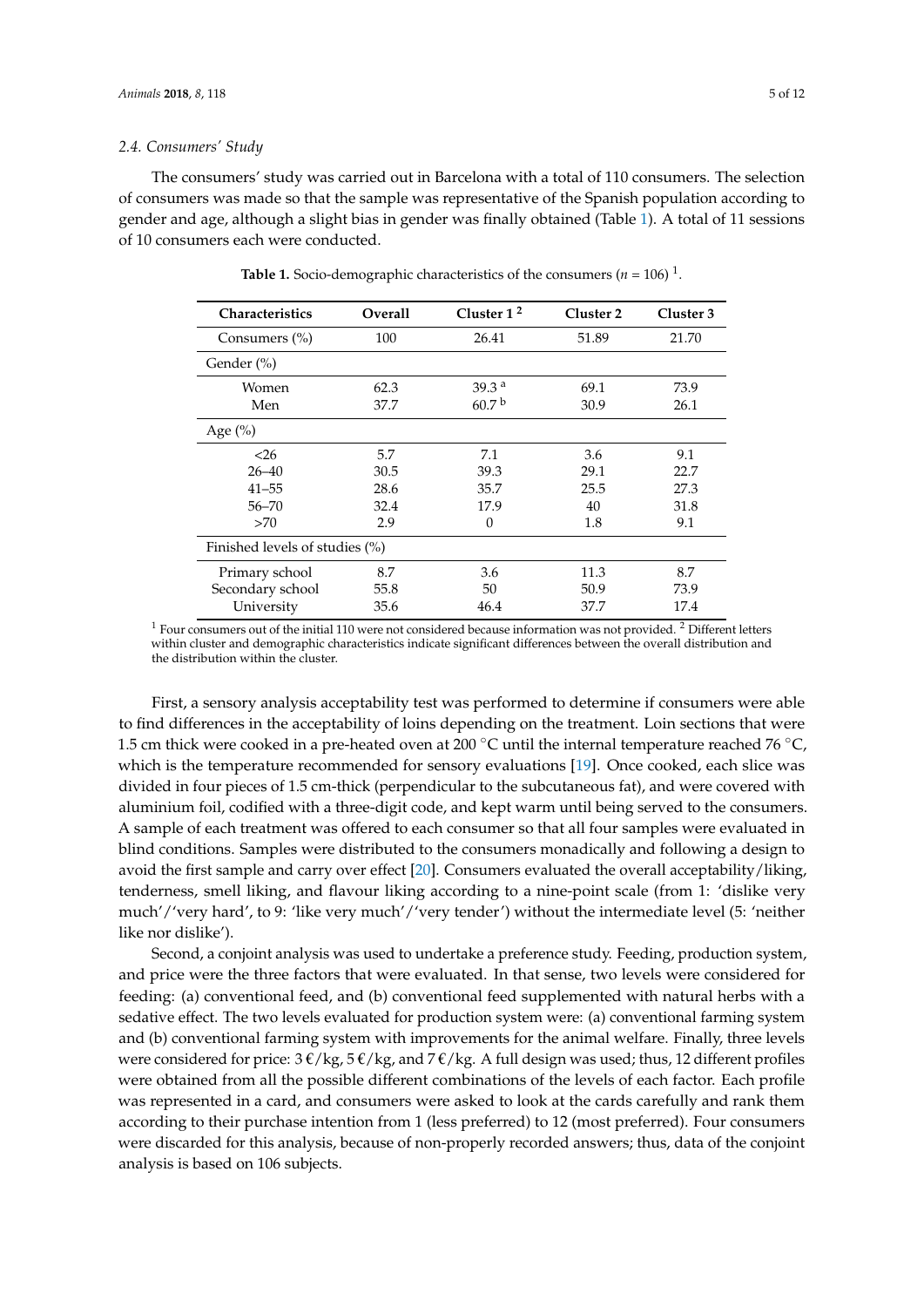### 2.4. Consumers' Study

The consumers' study was carried out in Barcelona with a total of 110 consumers. The selection of consumers was made so that the sample was representative of the Spanish population according to gender and age, although a slight bias in gender was finally obtained (Table 1). A total of 11 sessions of 10 consumers each were conducted.

**Table 1.** Socio-demographic characteristics of the consumers ($n = 106$) [1].

| Characteristics | Overall | Cluster 1 [2] | Cluster 2 | Cluster 3 |
|---|---|---|---|---|
| Consumers (%) | 100 | 26.41 | 51.89 | 21.70 |
| Gender (%) | | | | |
| Women | 62.3 | 39.3 [a] | 69.1 | 73.9 |
| Men | 37.7 | 60.7 [b] | 30.9 | 26.1 |
| Age (%) | | | | |
| <26 | 5.7 | 7.1 | 3.6 | 9.1 |
| 26–40 | 30.5 | 39.3 | 29.1 | 22.7 |
| 41–55 | 28.6 | 35.7 | 25.5 | 27.3 |
| 56–70 | 32.4 | 17.9 | 40 | 31.8 |
| >70 | 2.9 | 0 | 1.8 | 9.1 |
| Finished levels of studies (%) | | | | |
| Primary school | 8.7 | 3.6 | 11.3 | 8.7 |
| Secondary school | 55.8 | 50 | 50.9 | 73.9 |
| University | 35.6 | 46.4 | 37.7 | 17.4 |

[1] Four consumers out of the initial 110 were not considered because information was not provided. [2] Different letters within cluster and demographic characteristics indicate significant differences between the overall distribution and the distribution within the cluster.

First, a sensory analysis acceptability test was performed to determine if consumers were able to find differences in the acceptability of loins depending on the treatment. Loin sections that were 1.5 cm thick were cooked in a pre-heated oven at 200 °C until the internal temperature reached 76 °C, which is the temperature recommended for sensory evaluations [19]. Once cooked, each slice was divided in four pieces of 1.5 cm-thick (perpendicular to the subcutaneous fat), and were covered with aluminium foil, codified with a three-digit code, and kept warm until being served to the consumers. A sample of each treatment was offered to each consumer so that all four samples were evaluated in blind conditions. Samples were distributed to the consumers monadically and following a design to avoid the first sample and carry over effect [20]. Consumers evaluated the overall acceptability/liking, tenderness, smell liking, and flavour liking according to a nine-point scale (from 1: 'dislike very much'/'very hard', to 9: 'like very much'/'very tender') without the intermediate level (5: 'neither like nor dislike').

Second, a conjoint analysis was used to undertake a preference study. Feeding, production system, and price were the three factors that were evaluated. In that sense, two levels were considered for feeding: (a) conventional feed, and (b) conventional feed supplemented with natural herbs with a sedative effect. The two levels evaluated for production system were: (a) conventional farming system and (b) conventional farming system with improvements for the animal welfare. Finally, three levels were considered for price: 3 €/kg, 5 €/kg, and 7 €/kg. A full design was used; thus, 12 different profiles were obtained from all the possible different combinations of the levels of each factor. Each profile was represented in a card, and consumers were asked to look at the cards carefully and rank them according to their purchase intention from 1 (less preferred) to 12 (most preferred). Four consumers were discarded for this analysis, because of non-properly recorded answers; thus, data of the conjoint analysis is based on 106 subjects.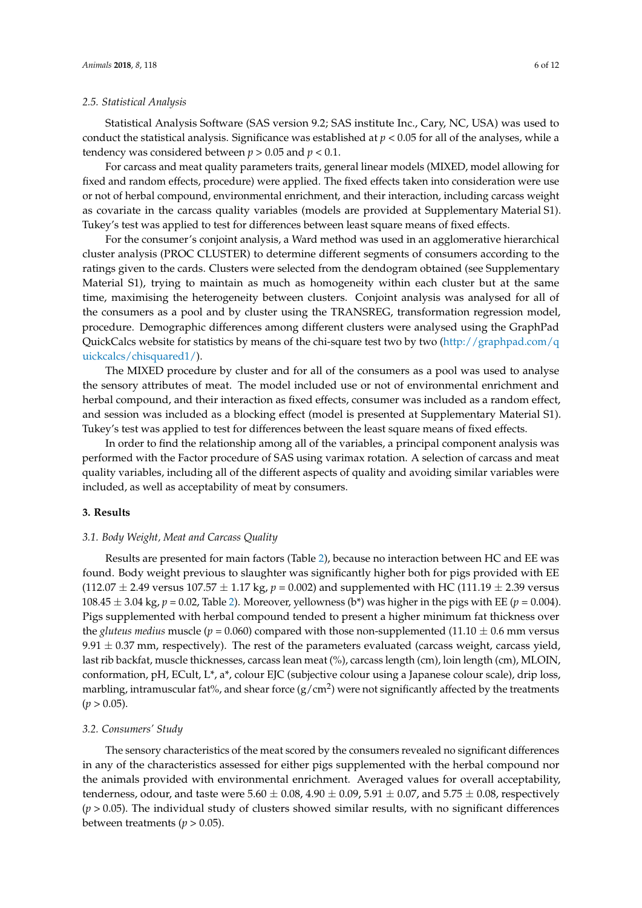### 2.5. Statistical Analysis

Statistical Analysis Software (SAS version 9.2; SAS institute Inc., Cary, NC, USA) was used to conduct the statistical analysis. Significance was established at $p < 0.05$ for all of the analyses, while a tendency was considered between $p > 0.05$ and $p < 0.1$.

For carcass and meat quality parameters traits, general linear models (MIXED, model allowing for fixed and random effects, procedure) were applied. The fixed effects taken into consideration were use or not of herbal compound, environmental enrichment, and their interaction, including carcass weight as covariate in the carcass quality variables (models are provided at Supplementary Material S1). Tukey's test was applied to test for differences between least square means of fixed effects.

For the consumer's conjoint analysis, a Ward method was used in an agglomerative hierarchical cluster analysis (PROC CLUSTER) to determine different segments of consumers according to the ratings given to the cards. Clusters were selected from the dendogram obtained (see Supplementary Material S1), trying to maintain as much as homogeneity within each cluster but at the same time, maximising the heterogeneity between clusters. Conjoint analysis was analysed for all of the consumers as a pool and by cluster using the TRANSREG, transformation regression model, procedure. Demographic differences among different clusters were analysed using the GraphPad QuickCalcs website for statistics by means of the chi-square test two by two (http://graphpad.com/quickcalcs/chisquared1/).

The MIXED procedure by cluster and for all of the consumers as a pool was used to analyse the sensory attributes of meat. The model included use or not of environmental enrichment and herbal compound, and their interaction as fixed effects, consumer was included as a random effect, and session was included as a blocking effect (model is presented at Supplementary Material S1). Tukey's test was applied to test for differences between the least square means of fixed effects.

In order to find the relationship among all of the variables, a principal component analysis was performed with the Factor procedure of SAS using varimax rotation. A selection of carcass and meat quality variables, including all of the different aspects of quality and avoiding similar variables were included, as well as acceptability of meat by consumers.

## 3. Results

### 3.1. Body Weight, Meat and Carcass Quality

Results are presented for main factors (Table 2), because no interaction between HC and EE was found. Body weight previous to slaughter was significantly higher both for pigs provided with EE (112.07 ± 2.49 versus 107.57 ± 1.17 kg, $p = 0.002$) and supplemented with HC (111.19 ± 2.39 versus 108.45 ± 3.04 kg, $p = 0.02$, Table 2). Moreover, yellowness (b*) was higher in the pigs with EE ($p = 0.004$). Pigs supplemented with herbal compound tended to present a higher minimum fat thickness over the *gluteus medius* muscle ($p = 0.060$) compared with those non-supplemented (11.10 ± 0.6 mm versus 9.91 ± 0.37 mm, respectively). The rest of the parameters evaluated (carcass weight, carcass yield, last rib backfat, muscle thicknesses, carcass lean meat (%), carcass length (cm), loin length (cm), MLOIN, conformation, pH, ECult, L*, a*, colour EJC (subjective colour using a Japanese colour scale), drip loss, marbling, intramuscular fat%, and shear force ($g/cm^2$) were not significantly affected by the treatments ($p > 0.05$).

### 3.2. Consumers' Study

The sensory characteristics of the meat scored by the consumers revealed no significant differences in any of the characteristics assessed for either pigs supplemented with the herbal compound nor the animals provided with environmental enrichment. Averaged values for overall acceptability, tenderness, odour, and taste were 5.60 ± 0.08, 4.90 ± 0.09, 5.91 ± 0.07, and 5.75 ± 0.08, respectively ($p > 0.05$). The individual study of clusters showed similar results, with no significant differences between treatments ($p > 0.05$).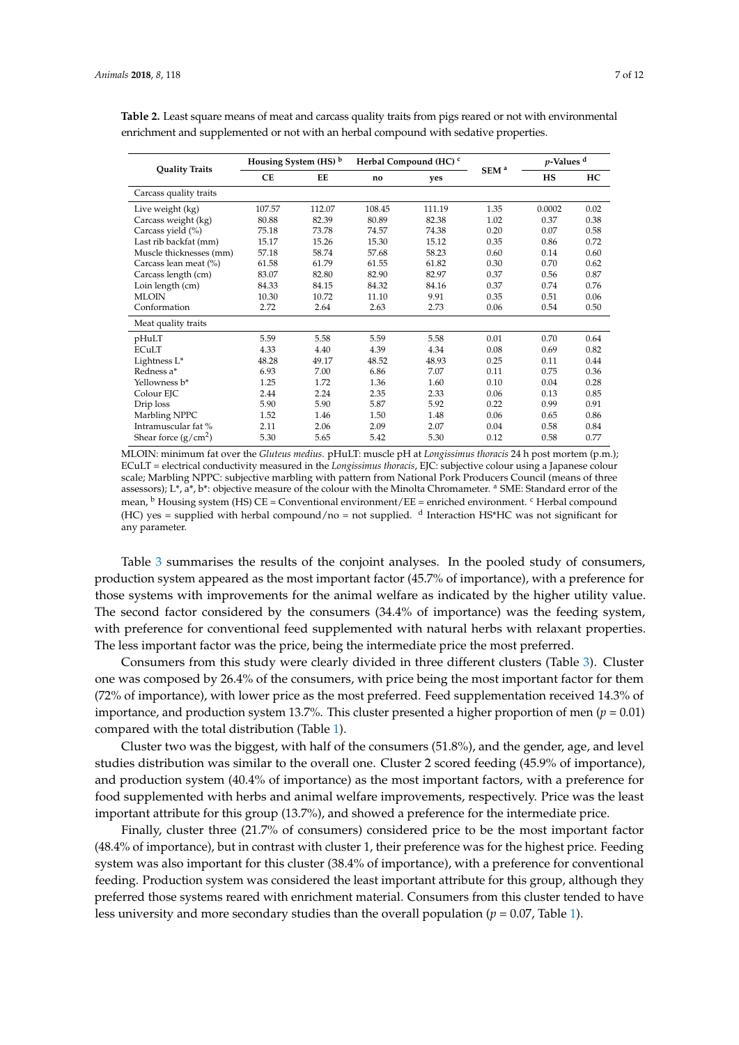**Table 2.** Least square means of meat and carcass quality traits from pigs reared or not with environmental enrichment and supplemented or not with an herbal compound with sedative properties.

| Quality Traits | Housing System (HS) [b] | | Herbal Compound (HC) [c] | | SEM [a] | p-Values [d] | |
|---|---|---|---|---|---|---|---|
| | CE | EE | no | yes | | HS | HC |
| Carcass quality traits | | | | | | | |
| Live weight (kg) | 107.57 | 112.07 | 108.45 | 111.19 | 1.35 | 0.0002 | 0.02 |
| Carcass weight (kg) | 80.88 | 82.39 | 80.89 | 82.38 | 1.02 | 0.37 | 0.38 |
| Carcass yield (%) | 75.18 | 73.78 | 74.57 | 74.38 | 0.20 | 0.07 | 0.58 |
| Last rib backfat (mm) | 15.17 | 15.26 | 15.30 | 15.12 | 0.35 | 0.86 | 0.72 |
| Muscle thicknesses (mm) | 57.18 | 58.74 | 57.68 | 58.23 | 0.60 | 0.14 | 0.60 |
| Carcass lean meat (%) | 61.58 | 61.79 | 61.55 | 61.82 | 0.30 | 0.70 | 0.62 |
| Carcass length (cm) | 83.07 | 82.80 | 82.90 | 82.97 | 0.37 | 0.56 | 0.87 |
| Loin length (cm) | 84.33 | 84.15 | 84.32 | 84.16 | 0.37 | 0.74 | 0.76 |
| MLOIN | 10.30 | 10.72 | 11.10 | 9.91 | 0.35 | 0.51 | 0.06 |
| Conformation | 2.72 | 2.64 | 2.63 | 2.73 | 0.06 | 0.54 | 0.50 |
| Meat quality traits | | | | | | | |
| pHuLT | 5.59 | 5.58 | 5.59 | 5.58 | 0.01 | 0.70 | 0.64 |
| ECuLT | 4.33 | 4.40 | 4.39 | 4.34 | 0.08 | 0.69 | 0.82 |
| Lightness L* | 48.28 | 49.17 | 48.52 | 48.93 | 0.25 | 0.11 | 0.44 |
| Redness a* | 6.93 | 7.00 | 6.86 | 7.07 | 0.11 | 0.75 | 0.36 |
| Yellowness b* | 1.25 | 1.72 | 1.36 | 1.60 | 0.10 | 0.04 | 0.28 |
| Colour EJC | 2.44 | 2.24 | 2.35 | 2.33 | 0.06 | 0.13 | 0.85 |
| Drip loss | 5.90 | 5.90 | 5.87 | 5.92 | 0.22 | 0.99 | 0.91 |
| Marbling NPPC | 1.52 | 1.46 | 1.50 | 1.48 | 0.06 | 0.65 | 0.86 |
| Intramuscular fat % | 2.11 | 2.06 | 2.09 | 2.07 | 0.04 | 0.58 | 0.84 |
| Shear force (g/cm$^2$) | 5.30 | 5.65 | 5.42 | 5.30 | 0.12 | 0.58 | 0.77 |

MLOIN: minimum fat over the *Gluteus medius*. pHuLT: muscle pH at *Longissimus thoracis* 24 h post mortem (p.m.); ECuLT = electrical conductivity measured in the *Longissimus thoracis*, EJC: subjective colour using a Japanese colour scale; Marbling NPPC: subjective marbling with pattern from National Pork Producers Council (means of three assessors); L*, a*, b*: objective measure of the colour with the Minolta Chromameter. [a] SME: Standard error of the mean, [b] Housing system (HS) CE = Conventional environment/EE = enriched environment. [c] Herbal compound (HC) yes = supplied with herbal compound/no = not supplied. [d] Interaction HS*HC was not significant for any parameter.

Table 3 summarises the results of the conjoint analyses. In the pooled study of consumers, production system appeared as the most important factor (45.7% of importance), with a preference for those systems with improvements for the animal welfare as indicated by the higher utility value. The second factor considered by the consumers (34.4% of importance) was the feeding system, with preference for conventional feed supplemented with natural herbs with relaxant properties. The less important factor was the price, being the intermediate price the most preferred.

Consumers from this study were clearly divided in three different clusters (Table 3). Cluster one was composed by 26.4% of the consumers, with price being the most important factor for them (72% of importance), with lower price as the most preferred. Feed supplementation received 14.3% of importance, and production system 13.7%. This cluster presented a higher proportion of men ($p = 0.01$) compared with the total distribution (Table 1).

Cluster two was the biggest, with half of the consumers (51.8%), and the gender, age, and level studies distribution was similar to the overall one. Cluster 2 scored feeding (45.9% of importance), and production system (40.4% of importance) as the most important factors, with a preference for food supplemented with herbs and animal welfare improvements, respectively. Price was the least important attribute for this group (13.7%), and showed a preference for the intermediate price.

Finally, cluster three (21.7% of consumers) considered price to be the most important factor (48.4% of importance), but in contrast with cluster 1, their preference was for the highest price. Feeding system was also important for this cluster (38.4% of importance), with a preference for conventional feeding. Production system was considered the least important attribute for this group, although they preferred those systems reared with enrichment material. Consumers from this cluster tended to have less university and more secondary studies than the overall population ($p = 0.07$, Table 1).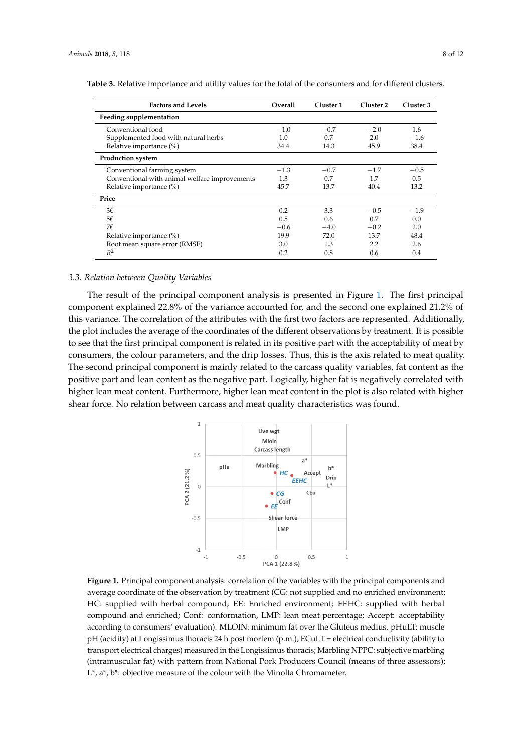**Table 3.** Relative importance and utility values for the total of the consumers and for different clusters.

| Factors and Levels | Overall | Cluster 1 | Cluster 2 | Cluster 3 |
|---|---|---|---|---|
| **Feeding supplementation** | | | | |
| Conventional food | −1.0 | −0.7 | −2.0 | 1.6 |
| Supplemented food with natural herbs | 1.0 | 0.7 | 2.0 | −1.6 |
| Relative importance (%) | 34.4 | 14.3 | 45.9 | 38.4 |
| **Production system** | | | | |
| Conventional farming system | −1.3 | −0.7 | −1.7 | −0.5 |
| Conventional with animal welfare improvements | 1.3 | 0.7 | 1.7 | 0.5 |
| Relative importance (%) | 45.7 | 13.7 | 40.4 | 13.2 |
| **Price** | | | | |
| 3€ | 0.2 | 3.3 | −0.5 | −1.9 |
| 5€ | 0.5 | 0.6 | 0.7 | 0.0 |
| 7€ | −0.6 | −4.0 | −0.2 | 2.0 |
| Relative importance (%) | 19.9 | 72.0 | 13.7 | 48.4 |
| Root mean square error (RMSE) | 3.0 | 1.3 | 2.2 | 2.6 |
| $R^2$ | 0.2 | 0.8 | 0.6 | 0.4 |

### 3.3. Relation between Quality Variables

The result of the principal component analysis is presented in Figure 1. The first principal component explained 22.8% of the variance accounted for, and the second one explained 21.2% of this variance. The correlation of the attributes with the first two factors are represented. Additionally, the plot includes the average of the coordinates of the different observations by treatment. It is possible to see that the first principal component is related in its positive part with the acceptability of meat by consumers, the colour parameters, and the drip losses. Thus, this is the axis related to meat quality. The second principal component is mainly related to the carcass quality variables, fat content as the positive part and lean content as the negative part. Logically, higher fat is negatively correlated with higher lean meat content. Furthermore, higher lean meat content in the plot is also related with higher shear force. No relation between carcass and meat quality characteristics was found.

**Figure 1.** Principal component analysis: correlation of the variables with the principal components and average coordinate of the observation by treatment (CG: not supplied and no enriched environment; HC: supplied with herbal compound; EE: Enriched environment; EEHC: supplied with herbal compound and enriched; Conf: conformation, LMP: lean meat percentage; Accept: acceptability according to consumers' evaluation). MLOIN: minimum fat over the Gluteus medius. pHuLT: muscle pH (acidity) at Longissimus thoracis 24 h post mortem (p.m.); ECuLT = electrical conductivity (ability to transport electrical charges) measured in the Longissimus thoracis; Marbling NPPC: subjective marbling (intramuscular fat) with pattern from National Pork Producers Council (means of three assessors); L*, a*, b*: objective measure of the colour with the Minolta Chromameter.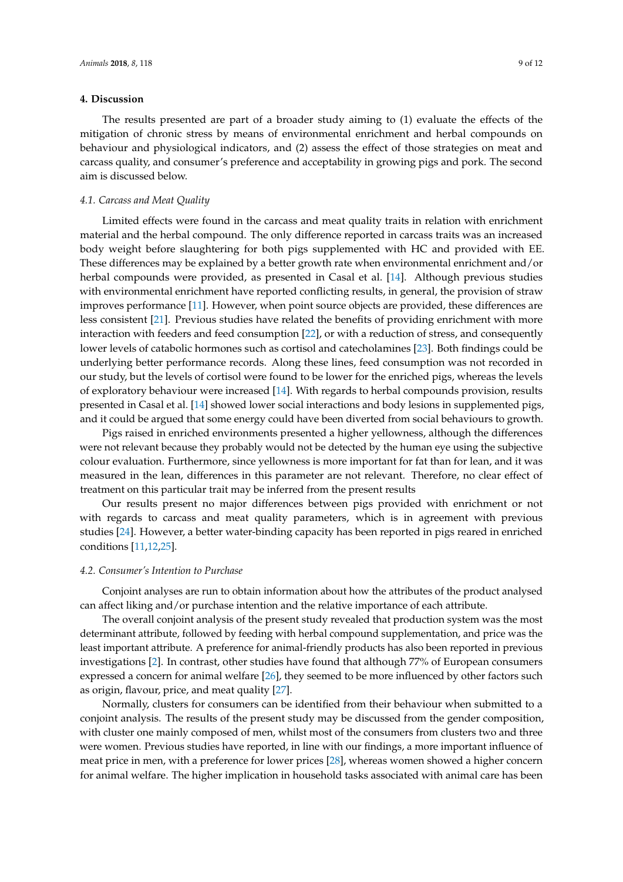## 4. Discussion

The results presented are part of a broader study aiming to (1) evaluate the effects of the mitigation of chronic stress by means of environmental enrichment and herbal compounds on behaviour and physiological indicators, and (2) assess the effect of those strategies on meat and carcass quality, and consumer's preference and acceptability in growing pigs and pork. The second aim is discussed below.

### 4.1. Carcass and Meat Quality

Limited effects were found in the carcass and meat quality traits in relation with enrichment material and the herbal compound. The only difference reported in carcass traits was an increased body weight before slaughtering for both pigs supplemented with HC and provided with EE. These differences may be explained by a better growth rate when environmental enrichment and/or herbal compounds were provided, as presented in Casal et al. [14]. Although previous studies with environmental enrichment have reported conflicting results, in general, the provision of straw improves performance [11]. However, when point source objects are provided, these differences are less consistent [21]. Previous studies have related the benefits of providing enrichment with more interaction with feeders and feed consumption [22], or with a reduction of stress, and consequently lower levels of catabolic hormones such as cortisol and catecholamines [23]. Both findings could be underlying better performance records. Along these lines, feed consumption was not recorded in our study, but the levels of cortisol were found to be lower for the enriched pigs, whereas the levels of exploratory behaviour were increased [14]. With regards to herbal compounds provision, results presented in Casal et al. [14] showed lower social interactions and body lesions in supplemented pigs, and it could be argued that some energy could have been diverted from social behaviours to growth.

Pigs raised in enriched environments presented a higher yellowness, although the differences were not relevant because they probably would not be detected by the human eye using the subjective colour evaluation. Furthermore, since yellowness is more important for fat than for lean, and it was measured in the lean, differences in this parameter are not relevant. Therefore, no clear effect of treatment on this particular trait may be inferred from the present results

Our results present no major differences between pigs provided with enrichment or not with regards to carcass and meat quality parameters, which is in agreement with previous studies [24]. However, a better water-binding capacity has been reported in pigs reared in enriched conditions [11,12,25].

### 4.2. Consumer's Intention to Purchase

Conjoint analyses are run to obtain information about how the attributes of the product analysed can affect liking and/or purchase intention and the relative importance of each attribute.

The overall conjoint analysis of the present study revealed that production system was the most determinant attribute, followed by feeding with herbal compound supplementation, and price was the least important attribute. A preference for animal-friendly products has also been reported in previous investigations [2]. In contrast, other studies have found that although 77% of European consumers expressed a concern for animal welfare [26], they seemed to be more influenced by other factors such as origin, flavour, price, and meat quality [27].

Normally, clusters for consumers can be identified from their behaviour when submitted to a conjoint analysis. The results of the present study may be discussed from the gender composition, with cluster one mainly composed of men, whilst most of the consumers from clusters two and three were women. Previous studies have reported, in line with our findings, a more important influence of meat price in men, with a preference for lower prices [28], whereas women showed a higher concern for animal welfare. The higher implication in household tasks associated with animal care has been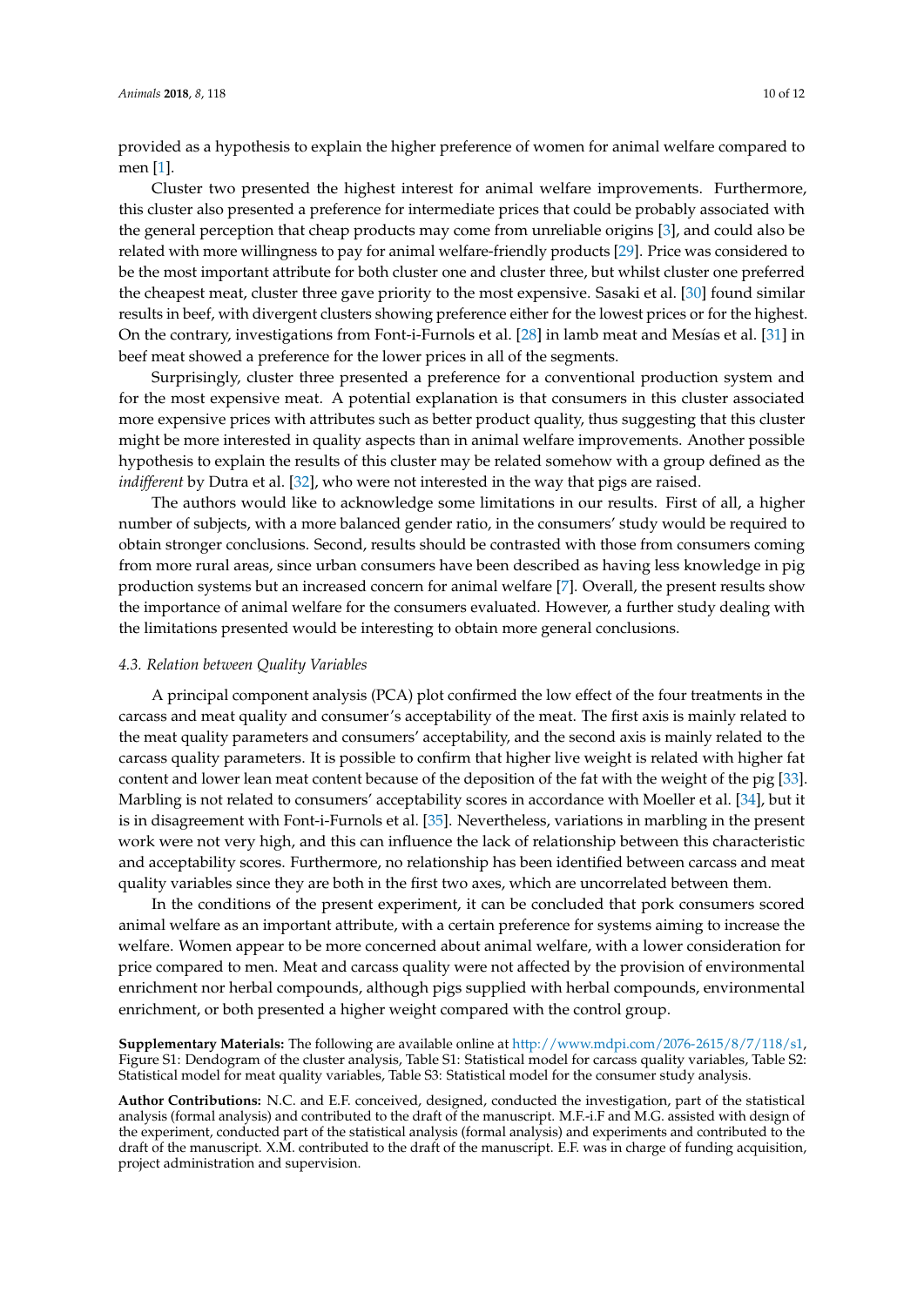provided as a hypothesis to explain the higher preference of women for animal welfare compared to men [1].

Cluster two presented the highest interest for animal welfare improvements. Furthermore, this cluster also presented a preference for intermediate prices that could be probably associated with the general perception that cheap products may come from unreliable origins [3], and could also be related with more willingness to pay for animal welfare-friendly products [29]. Price was considered to be the most important attribute for both cluster one and cluster three, but whilst cluster one preferred the cheapest meat, cluster three gave priority to the most expensive. Sasaki et al. [30] found similar results in beef, with divergent clusters showing preference either for the lowest prices or for the highest. On the contrary, investigations from Font-i-Furnols et al. [28] in lamb meat and Mesías et al. [31] in beef meat showed a preference for the lower prices in all of the segments.

Surprisingly, cluster three presented a preference for a conventional production system and for the most expensive meat. A potential explanation is that consumers in this cluster associated more expensive prices with attributes such as better product quality, thus suggesting that this cluster might be more interested in quality aspects than in animal welfare improvements. Another possible hypothesis to explain the results of this cluster may be related somehow with a group defined as the *indifferent* by Dutra et al. [32], who were not interested in the way that pigs are raised.

The authors would like to acknowledge some limitations in our results. First of all, a higher number of subjects, with a more balanced gender ratio, in the consumers' study would be required to obtain stronger conclusions. Second, results should be contrasted with those from consumers coming from more rural areas, since urban consumers have been described as having less knowledge in pig production systems but an increased concern for animal welfare [7]. Overall, the present results show the importance of animal welfare for the consumers evaluated. However, a further study dealing with the limitations presented would be interesting to obtain more general conclusions.

### *4.3. Relation between Quality Variables*

A principal component analysis (PCA) plot confirmed the low effect of the four treatments in the carcass and meat quality and consumer's acceptability of the meat. The first axis is mainly related to the meat quality parameters and consumers' acceptability, and the second axis is mainly related to the carcass quality parameters. It is possible to confirm that higher live weight is related with higher fat content and lower lean meat content because of the deposition of the fat with the weight of the pig [33]. Marbling is not related to consumers' acceptability scores in accordance with Moeller et al. [34], but it is in disagreement with Font-i-Furnols et al. [35]. Nevertheless, variations in marbling in the present work were not very high, and this can influence the lack of relationship between this characteristic and acceptability scores. Furthermore, no relationship has been identified between carcass and meat quality variables since they are both in the first two axes, which are uncorrelated between them.

In the conditions of the present experiment, it can be concluded that pork consumers scored animal welfare as an important attribute, with a certain preference for systems aiming to increase the welfare. Women appear to be more concerned about animal welfare, with a lower consideration for price compared to men. Meat and carcass quality were not affected by the provision of environmental enrichment nor herbal compounds, although pigs supplied with herbal compounds, environmental enrichment, or both presented a higher weight compared with the control group.

**Supplementary Materials:** The following are available online at http://www.mdpi.com/2076-2615/8/7/118/s1, Figure S1: Dendogram of the cluster analysis, Table S1: Statistical model for carcass quality variables, Table S2: Statistical model for meat quality variables, Table S3: Statistical model for the consumer study analysis.

**Author Contributions:** N.C. and E.F. conceived, designed, conducted the investigation, part of the statistical analysis (formal analysis) and contributed to the draft of the manuscript. M.F.-i.F and M.G. assisted with design of the experiment, conducted part of the statistical analysis (formal analysis) and experiments and contributed to the draft of the manuscript. X.M. contributed to the draft of the manuscript. E.F. was in charge of funding acquisition, project administration and supervision.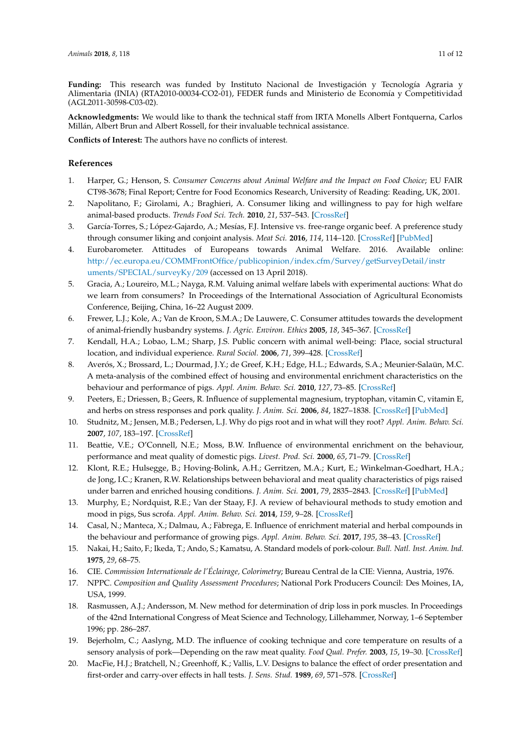**Funding:** This research was funded by Instituto Nacional de Investigación y Tecnología Agraria y Alimentaria (INIA) (RTA2010-00034-CO2-01), FEDER funds and Ministerio de Economía y Competitividad (AGL2011-30598-C03-02).

**Acknowledgments:** We would like to thank the technical staff from IRTA Monells Albert Fontquerna, Carlos Millán, Albert Brun and Albert Rossell, for their invaluable technical assistance.

**Conflicts of Interest:** The authors have no conflicts of interest.

## References

1. Harper, G.; Henson, S. *Consumer Concerns about Animal Welfare and the Impact on Food Choice*; EU FAIR CT98-3678; Final Report; Centre for Food Economics Research, University of Reading: Reading, UK, 2001.
2. Napolitano, F.; Girolami, A.; Braghieri, A. Consumer liking and willingness to pay for high welfare animal-based products. *Trends Food Sci. Tech.* **2010**, *21*, 537–543. [CrossRef]
3. García-Torres, S.; López-Gajardo, A.; Mesías, F.J. Intensive vs. free-range organic beef. A preference study through consumer liking and conjoint analysis. *Meat Sci.* **2016**, *114*, 114–120. [CrossRef] [PubMed]
4. Eurobarometer. Attitudes of Europeans towards Animal Welfare. 2016. Available online: http://ec.europa.eu/COMMFrontOffice/publicopinion/index.cfm/Survey/getSurveyDetail/instruments/SPECIAL/surveyKy/209 (accessed on 13 April 2018).
5. Gracia, A.; Loureiro, M.L.; Nayga, R.M. Valuing animal welfare labels with experimental auctions: What do we learn from consumers? In Proceedings of the International Association of Agricultural Economists Conference, Beijing, China, 16–22 August 2009.
6. Frewer, L.J.; Kole, A.; Van de Kroon, S.M.A.; De Lauwere, C. Consumer attitudes towards the development of animal-friendly husbandry systems. *J. Agric. Environ. Ethics* **2005**, *18*, 345–367. [CrossRef]
7. Kendall, H.A.; Lobao, L.M.; Sharp, J.S. Public concern with animal well-being: Place, social structural location, and individual experience. *Rural Sociol.* **2006**, *71*, 399–428. [CrossRef]
8. Averós, X.; Brossard, L.; Dourmad, J.Y.; de Greef, K.H.; Edge, H.L.; Edwards, S.A.; Meunier-Salaün, M.C. A meta-analysis of the combined effect of housing and environmental enrichment characteristics on the behaviour and performance of pigs. *Appl. Anim. Behav. Sci.* **2010**, *127*, 73–85. [CrossRef]
9. Peeters, E.; Driessen, B.; Geers, R. Influence of supplemental magnesium, tryptophan, vitamin C, vitamin E, and herbs on stress responses and pork quality. *J. Anim. Sci.* **2006**, *84*, 1827–1838. [CrossRef] [PubMed]
10. Studnitz, M.; Jensen, M.B.; Pedersen, L.J. Why do pigs root and in what will they root? *Appl. Anim. Behav. Sci.* **2007**, *107*, 183–197. [CrossRef]
11. Beattie, V.E.; O'Connell, N.E.; Moss, B.W. Influence of environmental enrichment on the behaviour, performance and meat quality of domestic pigs. *Livest. Prod. Sci.* **2000**, *65*, 71–79. [CrossRef]
12. Klont, R.E.; Hulsegge, B.; Hoving-Bolink, A.H.; Gerritzen, M.A.; Kurt, E.; Winkelman-Goedhart, H.A.; de Jong, I.C.; Kranen, R.W. Relationships between behavioral and meat quality characteristics of pigs raised under barren and enriched housing conditions. *J. Anim. Sci.* **2001**, *79*, 2835–2843. [CrossRef] [PubMed]
13. Murphy, E.; Nordquist, R.E.; Van der Staay, F.J. A review of behavioural methods to study emotion and mood in pigs, Sus scrofa. *Appl. Anim. Behav. Sci.* **2014**, *159*, 9–28. [CrossRef]
14. Casal, N.; Manteca, X.; Dalmau, A.; Fàbrega, E. Influence of enrichment material and herbal compounds in the behaviour and performance of growing pigs. *Appl. Anim. Behav. Sci.* **2017**, *195*, 38–43. [CrossRef]
15. Nakai, H.; Saito, F.; Ikeda, T.; Ando, S.; Kamatsu, A. Standard models of pork-colour. *Bull. Natl. Inst. Anim. Ind.* **1975**, *29*, 68–75.
16. CIE. *Commission Internationale de l'Éclairage, Colorimetry*; Bureau Central de la CIE: Vienna, Austria, 1976.
17. NPPC. *Composition and Quality Assessment Procedures*; National Pork Producers Council: Des Moines, IA, USA, 1999.
18. Rasmussen, A.J.; Andersson, M. New method for determination of drip loss in pork muscles. In Proceedings of the 42nd International Congress of Meat Science and Technology, Lillehammer, Norway, 1–6 September 1996; pp. 286–287.
19. Bejerholm, C.; Aaslyng, M.D. The influence of cooking technique and core temperature on results of a sensory analysis of pork—Depending on the raw meat quality. *Food Qual. Prefer.* **2003**, *15*, 19–30. [CrossRef]
20. MacFie, H.J.; Bratchell, N.; Greenhoff, K.; Vallis, L.V. Designs to balance the effect of order presentation and first-order and carry-over effects in hall tests. *J. Sens. Stud.* **1989**, *69*, 571–578. [CrossRef]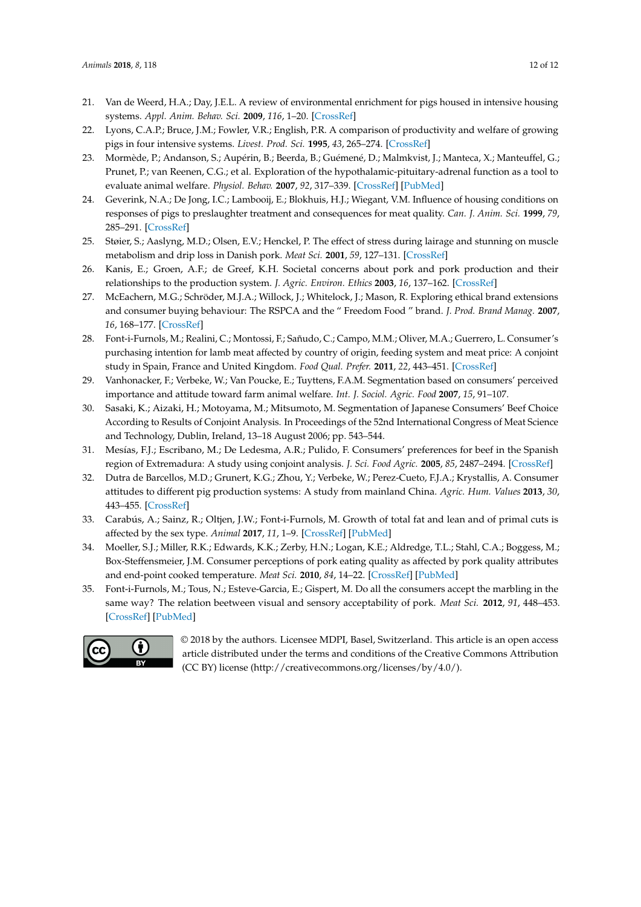21. Van de Weerd, H.A.; Day, J.E.L. A review of environmental enrichment for pigs housed in intensive housing systems. *Appl. Anim. Behav. Sci.* **2009**, *116*, 1–20. [CrossRef]
22. Lyons, C.A.P.; Bruce, J.M.; Fowler, V.R.; English, P.R. A comparison of productivity and welfare of growing pigs in four intensive systems. *Livest. Prod. Sci.* **1995**, *43*, 265–274. [CrossRef]
23. Mormède, P.; Andanson, S.; Aupérin, B.; Beerda, B.; Guémené, D.; Malmkvist, J.; Manteca, X.; Manteuffel, G.; Prunet, P.; van Reenen, C.G.; et al. Exploration of the hypothalamic-pituitary-adrenal function as a tool to evaluate animal welfare. *Physiol. Behav.* **2007**, *92*, 317–339. [CrossRef] [PubMed]
24. Geverink, N.A.; De Jong, I.C.; Lambooij, E.; Blokhuis, H.J.; Wiegant, V.M. Influence of housing conditions on responses of pigs to preslaughter treatment and consequences for meat quality. *Can. J. Anim. Sci.* **1999**, *79*, 285–291. [CrossRef]
25. Støier, S.; Aaslyng, M.D.; Olsen, E.V.; Henckel, P. The effect of stress during lairage and stunning on muscle metabolism and drip loss in Danish pork. *Meat Sci.* **2001**, *59*, 127–131. [CrossRef]
26. Kanis, E.; Groen, A.F.; de Greef, K.H. Societal concerns about pork and pork production and their relationships to the production system. *J. Agric. Environ. Ethics* **2003**, *16*, 137–162. [CrossRef]
27. McEachern, M.G.; Schröder, M.J.A.; Willock, J.; Whitelock, J.; Mason, R. Exploring ethical brand extensions and consumer buying behaviour: The RSPCA and the " Freedom Food " brand. *J. Prod. Brand Manag.* **2007**, *16*, 168–177. [CrossRef]
28. Font-i-Furnols, M.; Realini, C.; Montossi, F.; Sañudo, C.; Campo, M.M.; Oliver, M.A.; Guerrero, L. Consumer's purchasing intention for lamb meat affected by country of origin, feeding system and meat price: A conjoint study in Spain, France and United Kingdom. *Food Qual. Prefer.* **2011**, *22*, 443–451. [CrossRef]
29. Vanhonacker, F.; Verbeke, W.; Van Poucke, E.; Tuyttens, F.A.M. Segmentation based on consumers' perceived importance and attitude toward farm animal welfare. *Int. J. Sociol. Agric. Food* **2007**, *15*, 91–107.
30. Sasaki, K.; Aizaki, H.; Motoyama, M.; Mitsumoto, M. Segmentation of Japanese Consumers' Beef Choice According to Results of Conjoint Analysis. In Proceedings of the 52nd International Congress of Meat Science and Technology, Dublin, Ireland, 13–18 August 2006; pp. 543–544.
31. Mesías, F.J.; Escribano, M.; De Ledesma, A.R.; Pulido, F. Consumers' preferences for beef in the Spanish region of Extremadura: A study using conjoint analysis. *J. Sci. Food Agric.* **2005**, *85*, 2487–2494. [CrossRef]
32. Dutra de Barcellos, M.D.; Grunert, K.G.; Zhou, Y.; Verbeke, W.; Perez-Cueto, F.J.A.; Krystallis, A. Consumer attitudes to different pig production systems: A study from mainland China. *Agric. Hum. Values* **2013**, *30*, 443–455. [CrossRef]
33. Carabús, A.; Sainz, R.; Oltjen, J.W.; Font-i-Furnols, M. Growth of total fat and lean and of primal cuts is affected by the sex type. *Animal* **2017**, *11*, 1–9. [CrossRef] [PubMed]
34. Moeller, S.J.; Miller, R.K.; Edwards, K.K.; Zerby, H.N.; Logan, K.E.; Aldredge, T.L.; Stahl, C.A.; Boggess, M.; Box-Steffensmeier, J.M. Consumer perceptions of pork eating quality as affected by pork quality attributes and end-point cooked temperature. *Meat Sci.* **2010**, *84*, 14–22. [CrossRef] [PubMed]
35. Font-i-Furnols, M.; Tous, N.; Esteve-Garcia, E.; Gispert, M. Do all the consumers accept the marbling in the same way? The relation beetween visual and sensory acceptability of pork. *Meat Sci.* **2012**, *91*, 448–453. [CrossRef] [PubMed]

© 2018 by the authors. Licensee MDPI, Basel, Switzerland. This article is an open access article distributed under the terms and conditions of the Creative Commons Attribution (CC BY) license (http://creativecommons.org/licenses/by/4.0/).